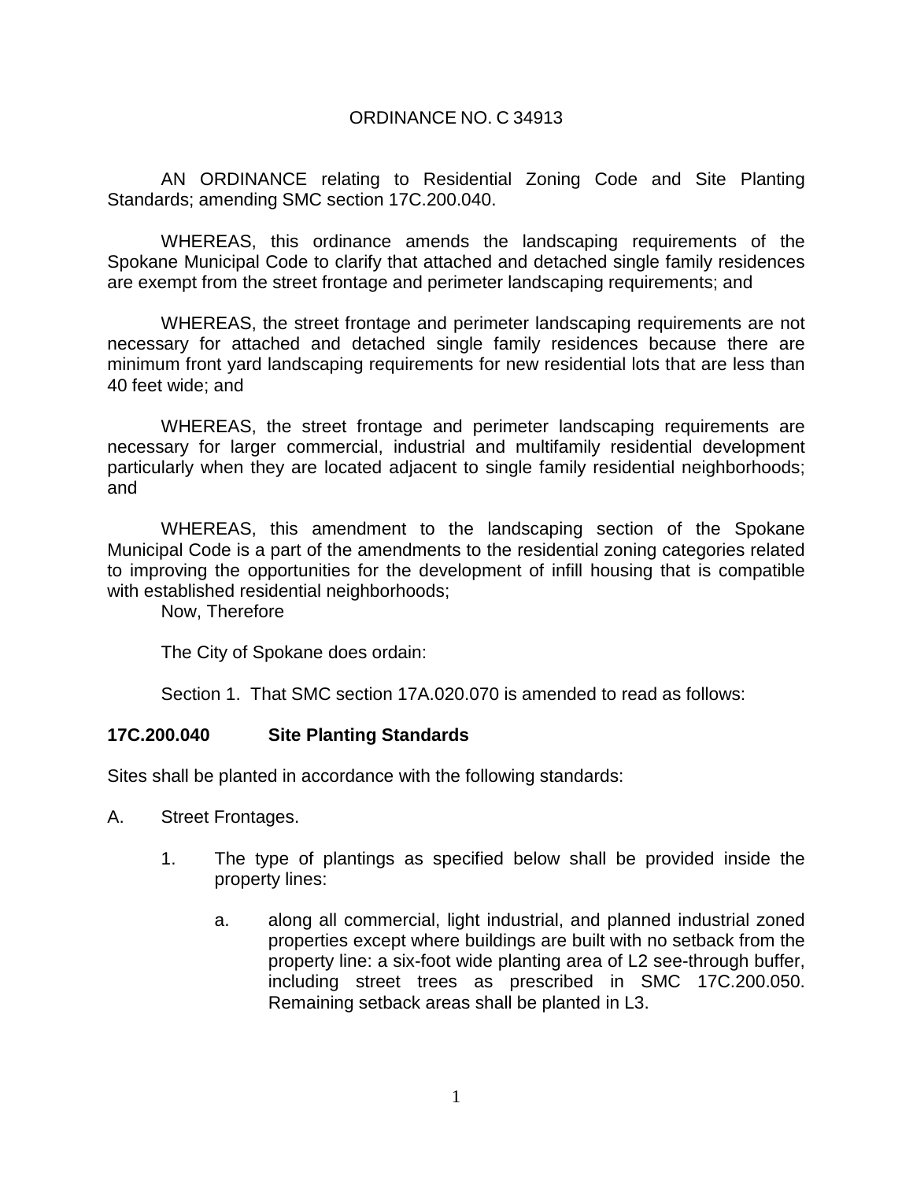ORDINANCE NO. C 34913

AN ORDINANCE relating to Residential Zoning Code and Site Planting Standards; amending SMC section 17C.200.040.

WHEREAS, this ordinance amends the landscaping requirements of the Spokane Municipal Code to clarify that attached and detached single family residences are exempt from the street frontage and perimeter landscaping requirements; and

WHEREAS, the street frontage and perimeter landscaping requirements are not necessary for attached and detached single family residences because there are minimum front yard landscaping requirements for new residential lots that are less than 40 feet wide; and

WHEREAS, the street frontage and perimeter landscaping requirements are necessary for larger commercial, industrial and multifamily residential development particularly when they are located adjacent to single family residential neighborhoods; and

WHEREAS, this amendment to the landscaping section of the Spokane Municipal Code is a part of the amendments to the residential zoning categories related to improving the opportunities for the development of infill housing that is compatible with established residential neighborhoods;

Now, Therefore

The City of Spokane does ordain:

Section 1. That SMC section 17A.020.070 is amended to read as follows:

**17C.200.040 Site Planting Standards**

Sites shall be planted in accordance with the following standards:

A. Street Frontages.

1. The type of plantings as specified below shall be provided inside the property lines:

   a. along all commercial, light industrial, and planned industrial zoned properties except where buildings are built with no setback from the property line: a six-foot wide planting area of L2 see-through buffer, including street trees as prescribed in SMC 17C.200.050. Remaining setback areas shall be planted in L3.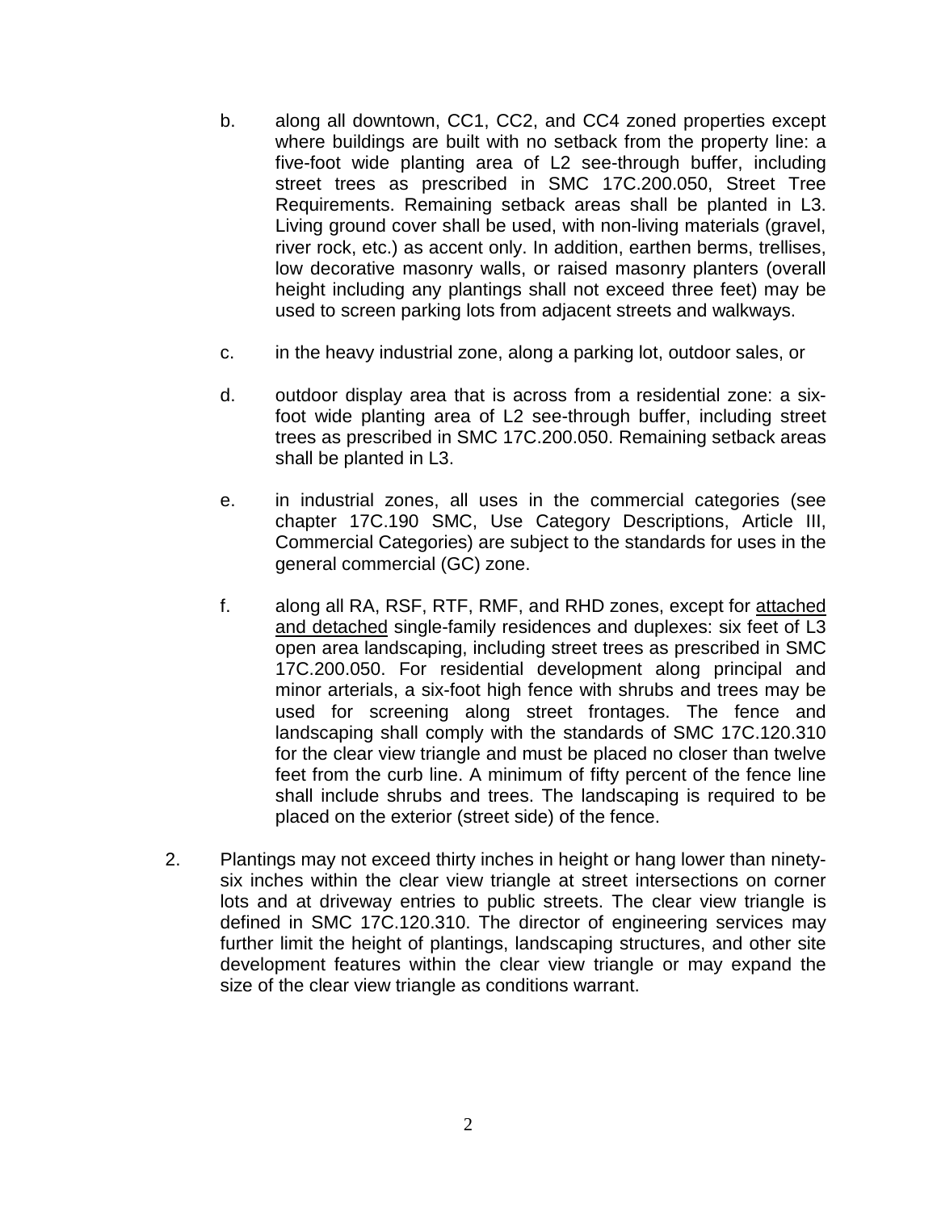b. along all downtown, CC1, CC2, and CC4 zoned properties except where buildings are built with no setback from the property line: a five-foot wide planting area of L2 see-through buffer, including street trees as prescribed in SMC 17C.200.050, Street Tree Requirements. Remaining setback areas shall be planted in L3. Living ground cover shall be used, with non-living materials (gravel, river rock, etc.) as accent only. In addition, earthen berms, trellises, low decorative masonry walls, or raised masonry planters (overall height including any plantings shall not exceed three feet) may be used to screen parking lots from adjacent streets and walkways.

c. in the heavy industrial zone, along a parking lot, outdoor sales, or

d. outdoor display area that is across from a residential zone: a six-foot wide planting area of L2 see-through buffer, including street trees as prescribed in SMC 17C.200.050. Remaining setback areas shall be planted in L3.

e. in industrial zones, all uses in the commercial categories (see chapter 17C.190 SMC, Use Category Descriptions, Article III, Commercial Categories) are subject to the standards for uses in the general commercial (GC) zone.

f. along all RA, RSF, RTF, RMF, and RHD zones, except for <u>attached and detached</u> single-family residences and duplexes: six feet of L3 open area landscaping, including street trees as prescribed in SMC 17C.200.050. For residential development along principal and minor arterials, a six-foot high fence with shrubs and trees may be used for screening along street frontages. The fence and landscaping shall comply with the standards of SMC 17C.120.310 for the clear view triangle and must be placed no closer than twelve feet from the curb line. A minimum of fifty percent of the fence line shall include shrubs and trees. The landscaping is required to be placed on the exterior (street side) of the fence.

2. Plantings may not exceed thirty inches in height or hang lower than ninety-six inches within the clear view triangle at street intersections on corner lots and at driveway entries to public streets. The clear view triangle is defined in SMC 17C.120.310. The director of engineering services may further limit the height of plantings, landscaping structures, and other site development features within the clear view triangle or may expand the size of the clear view triangle as conditions warrant.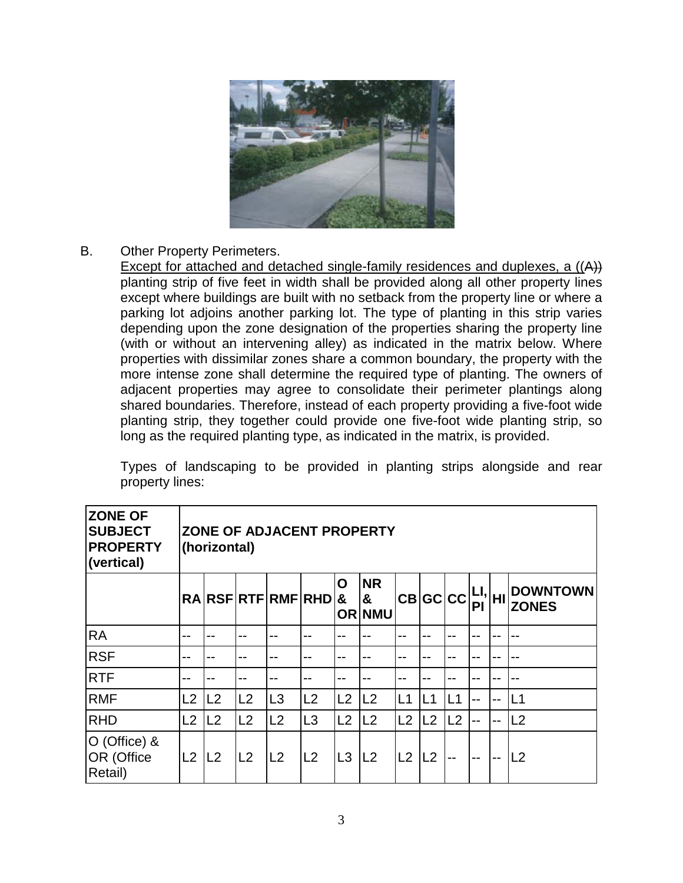B. Other Property Perimeters.

Except for attached and detached single-family residences and duplexes, a ((A)) planting strip of five feet in width shall be provided along all other property lines except where buildings are built with no setback from the property line or where a parking lot adjoins another parking lot. The type of planting in this strip varies depending upon the zone designation of the properties sharing the property line (with or without an intervening alley) as indicated in the matrix below. Where properties with dissimilar zones share a common boundary, the property with the more intense zone shall determine the required type of planting. The owners of adjacent properties may agree to consolidate their perimeter plantings along shared boundaries. Therefore, instead of each property providing a five-foot wide planting strip, they together could provide one five-foot wide planting strip, so long as the required planting type, as indicated in the matrix, is provided.

Types of landscaping to be provided in planting strips alongside and rear property lines:

| **ZONE OF SUBJECT PROPERTY (vertical)** | **ZONE OF ADJACENT PROPERTY (horizontal)** | | | | | | | | | | | | |
|---|---|---|---|---|---|---|---|---|---|---|---|---|---|
| | **RA** | **RSF** | **RTF** | **RMF** | **RHD** | **O & OR** | **NR & NMU** | **CB** | **GC** | **CC** | **LI, PI** | **HI** | **DOWNTOWN ZONES** |
| RA | -- | -- | -- | -- | -- | -- | -- | -- | -- | -- | -- | -- | -- |
| RSF | -- | -- | -- | -- | -- | -- | -- | -- | -- | -- | -- | -- | -- |
| RTF | -- | -- | -- | -- | -- | -- | -- | -- | -- | -- | -- | -- | -- |
| RMF | L2 | L2 | L2 | L3 | L2 | L2 | L2 | L1 | L1 | L1 | -- | -- | L1 |
| RHD | L2 | L2 | L2 | L2 | L3 | L2 | L2 | L2 | L2 | L2 | -- | -- | L2 |
| O (Office) & OR (Office Retail) | L2 | L2 | L2 | L2 | L2 | L3 | L2 | L2 | L2 | -- | -- | -- | L2 |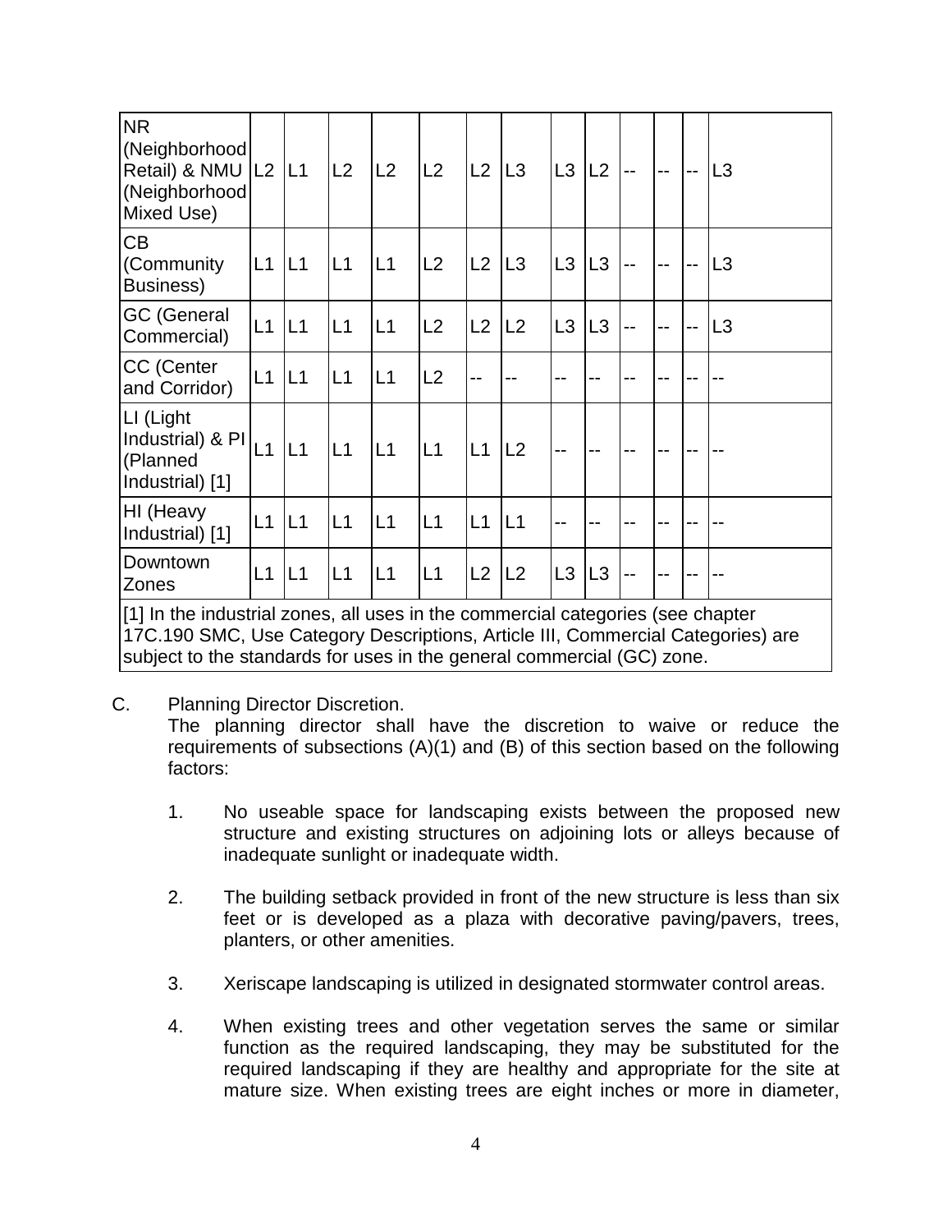| | | | | | | | | | | | | | |
|---|---|---|---|---|---|---|---|---|---|---|---|---|---|
| NR (Neighborhood Retail) & NMU (Neighborhood Mixed Use) | L2 | L1 | L2 | L2 | L2 | L2 | L3 | L3 | L2 | -- | -- | -- | L3 |
| CB (Community Business) | L1 | L1 | L1 | L1 | L2 | L2 | L3 | L3 | L3 | -- | -- | -- | L3 |
| GC (General Commercial) | L1 | L1 | L1 | L1 | L2 | L2 | L2 | L3 | L3 | -- | -- | -- | L3 |
| CC (Center and Corridor) | L1 | L1 | L1 | L1 | L2 | -- | -- | -- | -- | -- | -- | -- | -- |
| LI (Light Industrial) & PI (Planned Industrial) [1] | L1 | L1 | L1 | L1 | L1 | L1 | L2 | -- | -- | -- | -- | -- | -- |
| HI (Heavy Industrial) [1] | L1 | L1 | L1 | L1 | L1 | L1 | L1 | -- | -- | -- | -- | -- | -- |
| Downtown Zones | L1 | L1 | L1 | L1 | L1 | L2 | L2 | L3 | L3 | -- | -- | -- | -- |
| [1] In the industrial zones, all uses in the commercial categories (see chapter 17C.190 SMC, Use Category Descriptions, Article III, Commercial Categories) are subject to the standards for uses in the general commercial (GC) zone. | | | | | | | | | | | | | |

C. Planning Director Discretion.
The planning director shall have the discretion to waive or reduce the requirements of subsections (A)(1) and (B) of this section based on the following factors:

1. No useable space for landscaping exists between the proposed new structure and existing structures on adjoining lots or alleys because of inadequate sunlight or inadequate width.

2. The building setback provided in front of the new structure is less than six feet or is developed as a plaza with decorative paving/pavers, trees, planters, or other amenities.

3. Xeriscape landscaping is utilized in designated stormwater control areas.

4. When existing trees and other vegetation serves the same or similar function as the required landscaping, they may be substituted for the required landscaping if they are healthy and appropriate for the site at mature size. When existing trees are eight inches or more in diameter,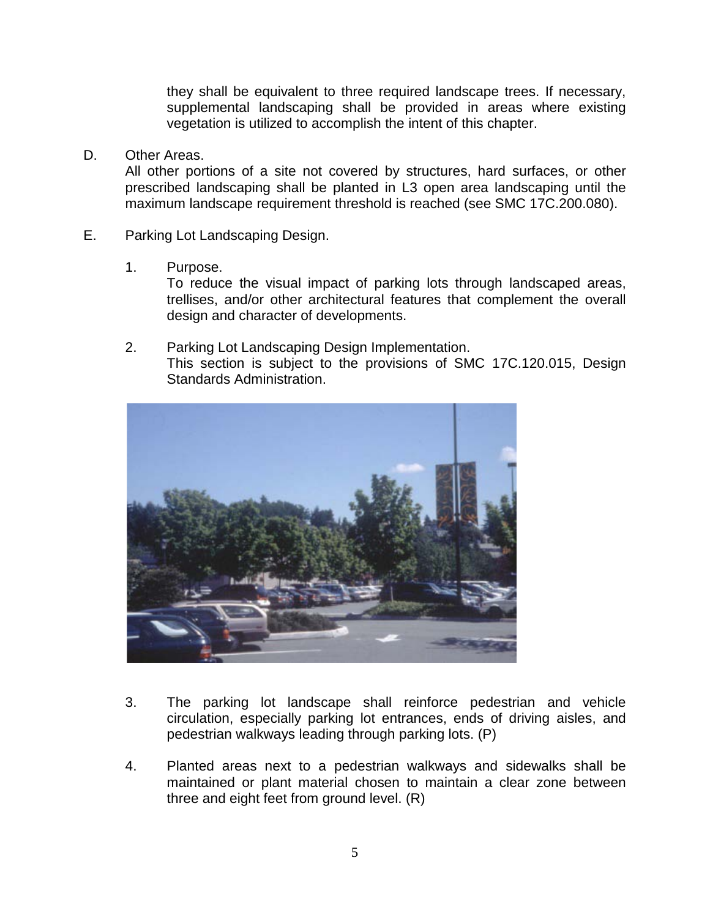they shall be equivalent to three required landscape trees. If necessary, supplemental landscaping shall be provided in areas where existing vegetation is utilized to accomplish the intent of this chapter.

D. Other Areas.
All other portions of a site not covered by structures, hard surfaces, or other prescribed landscaping shall be planted in L3 open area landscaping until the maximum landscape requirement threshold is reached (see SMC 17C.200.080).

E. Parking Lot Landscaping Design.

1. Purpose.
To reduce the visual impact of parking lots through landscaped areas, trellises, and/or other architectural features that complement the overall design and character of developments.

2. Parking Lot Landscaping Design Implementation.
This section is subject to the provisions of SMC 17C.120.015, Design Standards Administration.

3. The parking lot landscape shall reinforce pedestrian and vehicle circulation, especially parking lot entrances, ends of driving aisles, and pedestrian walkways leading through parking lots. (P)

4. Planted areas next to a pedestrian walkways and sidewalks shall be maintained or plant material chosen to maintain a clear zone between three and eight feet from ground level. (R)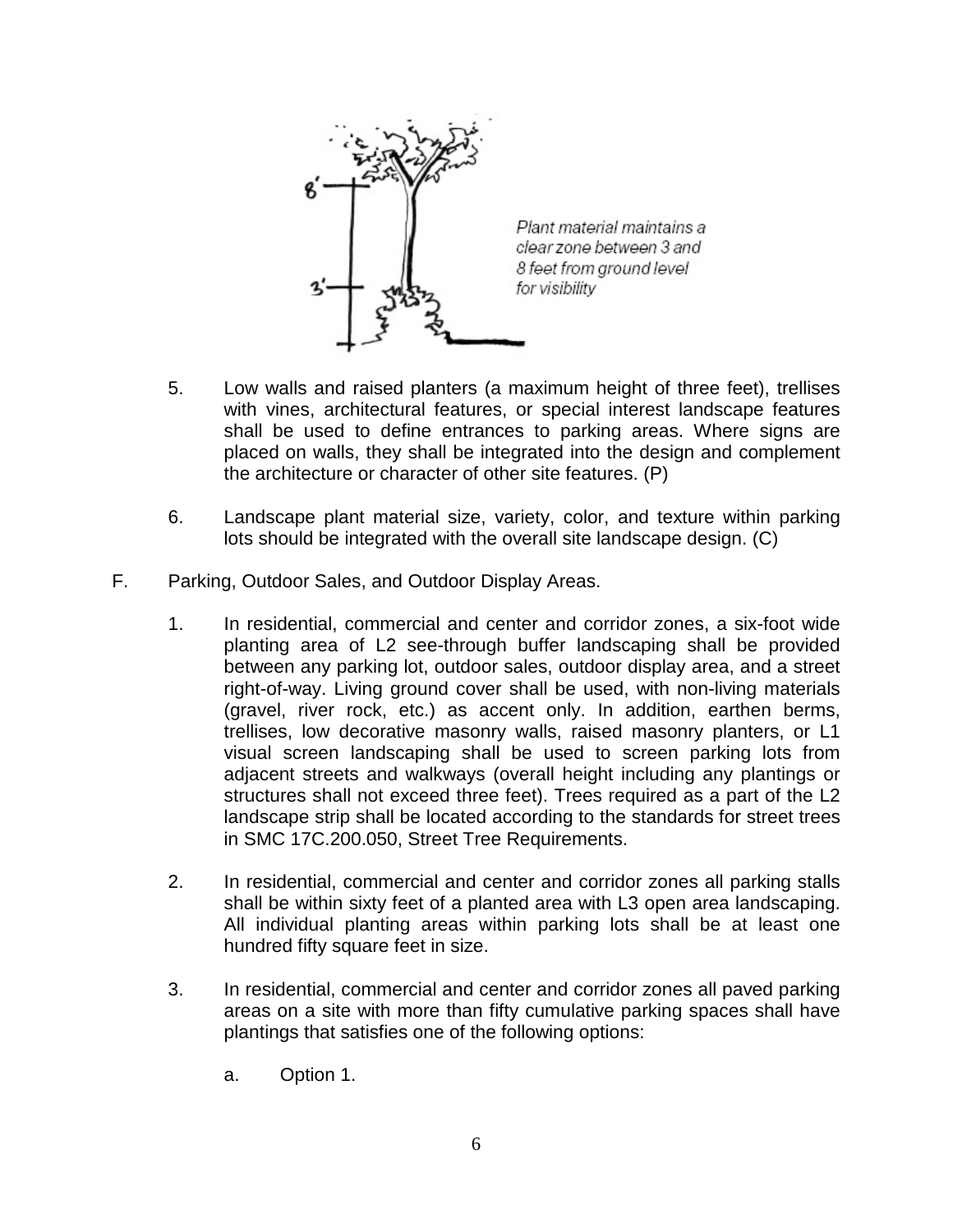Plant material maintains a clear zone between 3 and 8 feet from ground level for visibility

5. Low walls and raised planters (a maximum height of three feet), trellises with vines, architectural features, or special interest landscape features shall be used to define entrances to parking areas. Where signs are placed on walls, they shall be integrated into the design and complement the architecture or character of other site features. (P)

6. Landscape plant material size, variety, color, and texture within parking lots should be integrated with the overall site landscape design. (C)

F. Parking, Outdoor Sales, and Outdoor Display Areas.

1. In residential, commercial and center and corridor zones, a six-foot wide planting area of L2 see-through buffer landscaping shall be provided between any parking lot, outdoor sales, outdoor display area, and a street right-of-way. Living ground cover shall be used, with non-living materials (gravel, river rock, etc.) as accent only. In addition, earthen berms, trellises, low decorative masonry walls, raised masonry planters, or L1 visual screen landscaping shall be used to screen parking lots from adjacent streets and walkways (overall height including any plantings or structures shall not exceed three feet). Trees required as a part of the L2 landscape strip shall be located according to the standards for street trees in SMC 17C.200.050, Street Tree Requirements.

2. In residential, commercial and center and corridor zones all parking stalls shall be within sixty feet of a planted area with L3 open area landscaping. All individual planting areas within parking lots shall be at least one hundred fifty square feet in size.

3. In residential, commercial and center and corridor zones all paved parking areas on a site with more than fifty cumulative parking spaces shall have plantings that satisfies one of the following options:

   a. Option 1.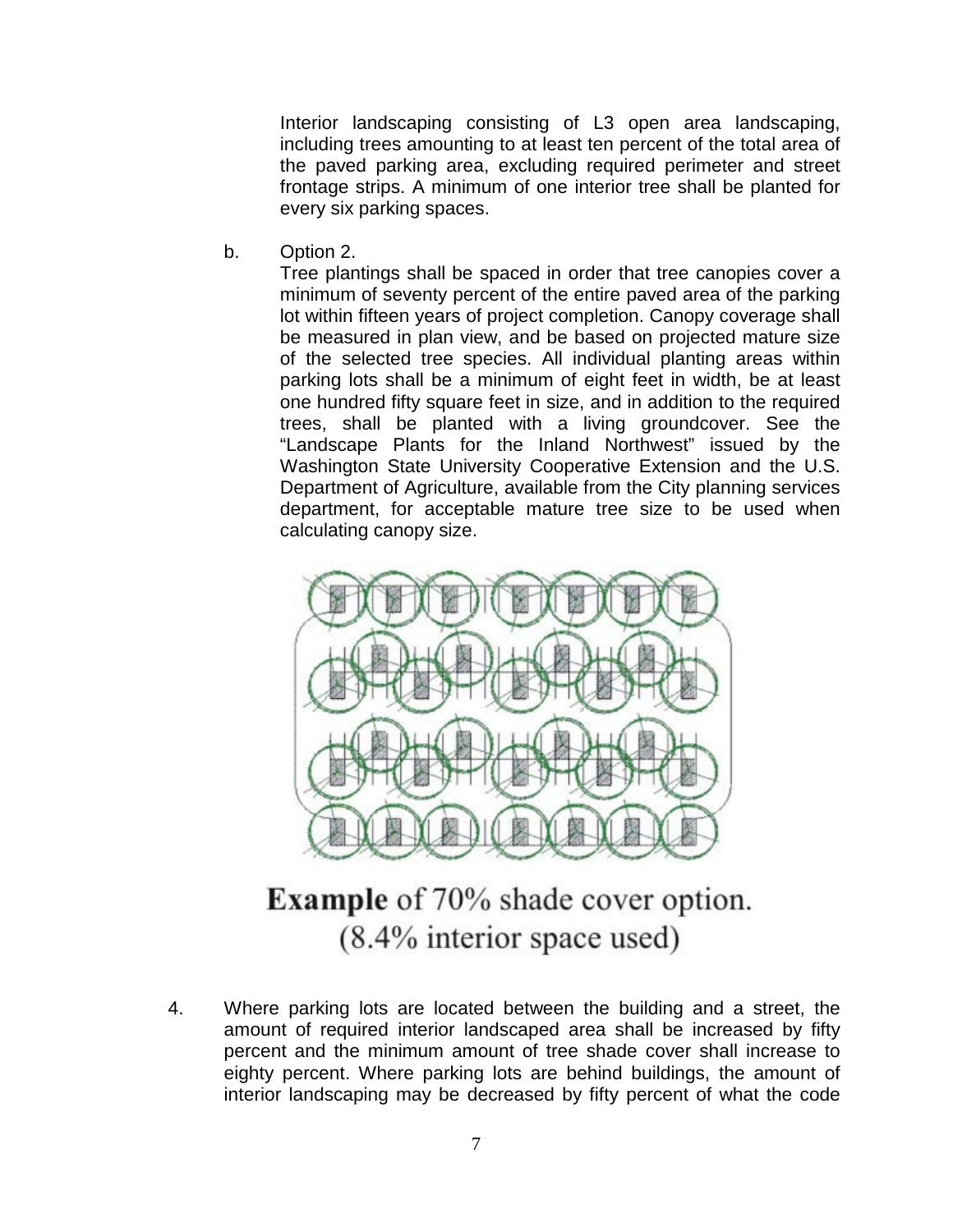Interior landscaping consisting of L3 open area landscaping, including trees amounting to at least ten percent of the total area of the paved parking area, excluding required perimeter and street frontage strips. A minimum of one interior tree shall be planted for every six parking spaces.

b. Option 2.

Tree plantings shall be spaced in order that tree canopies cover a minimum of seventy percent of the entire paved area of the parking lot within fifteen years of project completion. Canopy coverage shall be measured in plan view, and be based on projected mature size of the selected tree species. All individual planting areas within parking lots shall be a minimum of eight feet in width, be at least one hundred fifty square feet in size, and in addition to the required trees, shall be planted with a living groundcover. See the "Landscape Plants for the Inland Northwest" issued by the Washington State University Cooperative Extension and the U.S. Department of Agriculture, available from the City planning services department, for acceptable mature tree size to be used when calculating canopy size.

**Example** of 70% shade cover option.
(8.4% interior space used)

4. Where parking lots are located between the building and a street, the amount of required interior landscaped area shall be increased by fifty percent and the minimum amount of tree shade cover shall increase to eighty percent. Where parking lots are behind buildings, the amount of interior landscaping may be decreased by fifty percent of what the code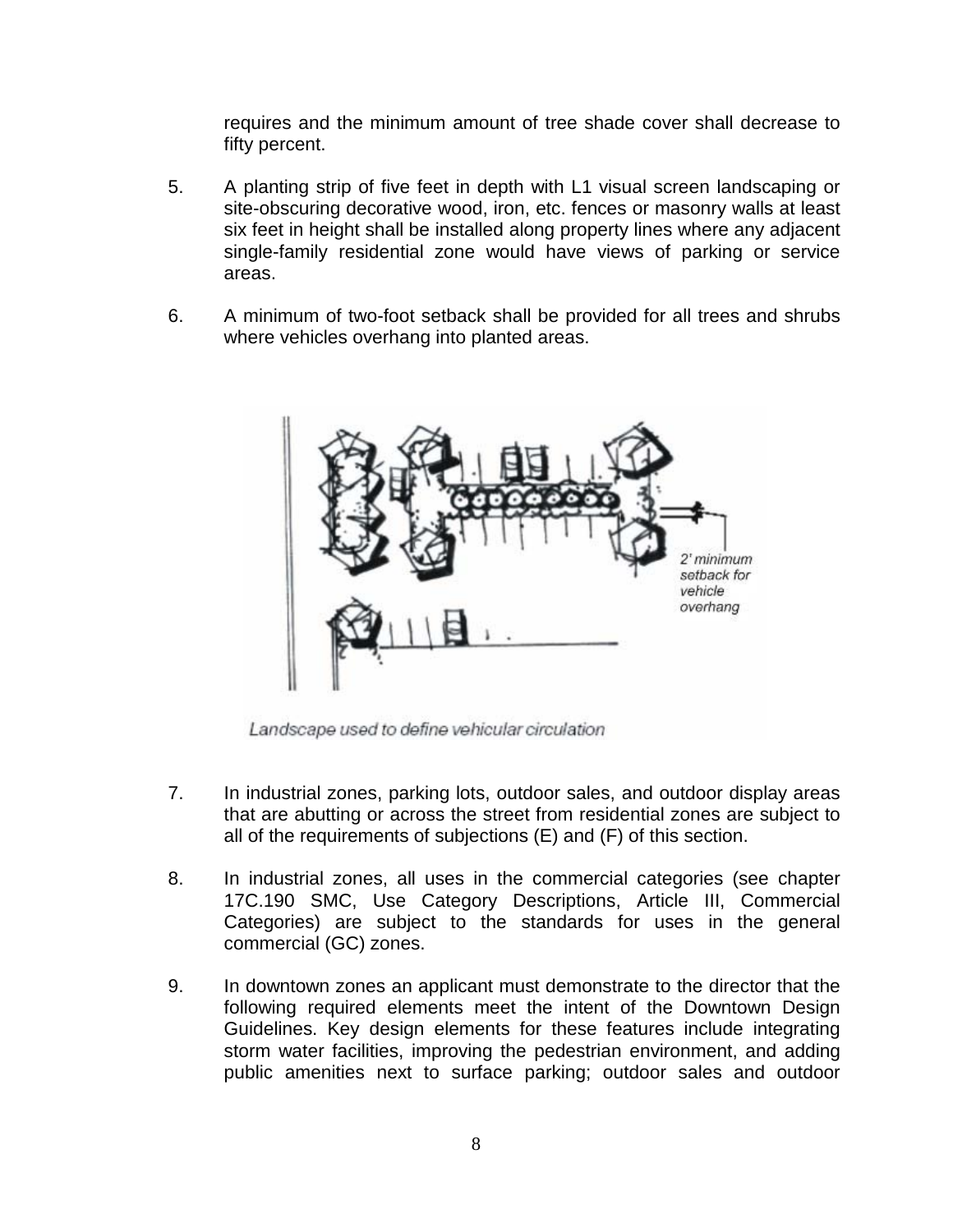requires and the minimum amount of tree shade cover shall decrease to fifty percent.

5. A planting strip of five feet in depth with L1 visual screen landscaping or site-obscuring decorative wood, iron, etc. fences or masonry walls at least six feet in height shall be installed along property lines where any adjacent single-family residential zone would have views of parking or service areas.

6. A minimum of two-foot setback shall be provided for all trees and shrubs where vehicles overhang into planted areas.

2' minimum setback for vehicle overhang

Landscape used to define vehicular circulation

7. In industrial zones, parking lots, outdoor sales, and outdoor display areas that are abutting or across the street from residential zones are subject to all of the requirements of subjections (E) and (F) of this section.

8. In industrial zones, all uses in the commercial categories (see chapter 17C.190 SMC, Use Category Descriptions, Article III, Commercial Categories) are subject to the standards for uses in the general commercial (GC) zones.

9. In downtown zones an applicant must demonstrate to the director that the following required elements meet the intent of the Downtown Design Guidelines. Key design elements for these features include integrating storm water facilities, improving the pedestrian environment, and adding public amenities next to surface parking; outdoor sales and outdoor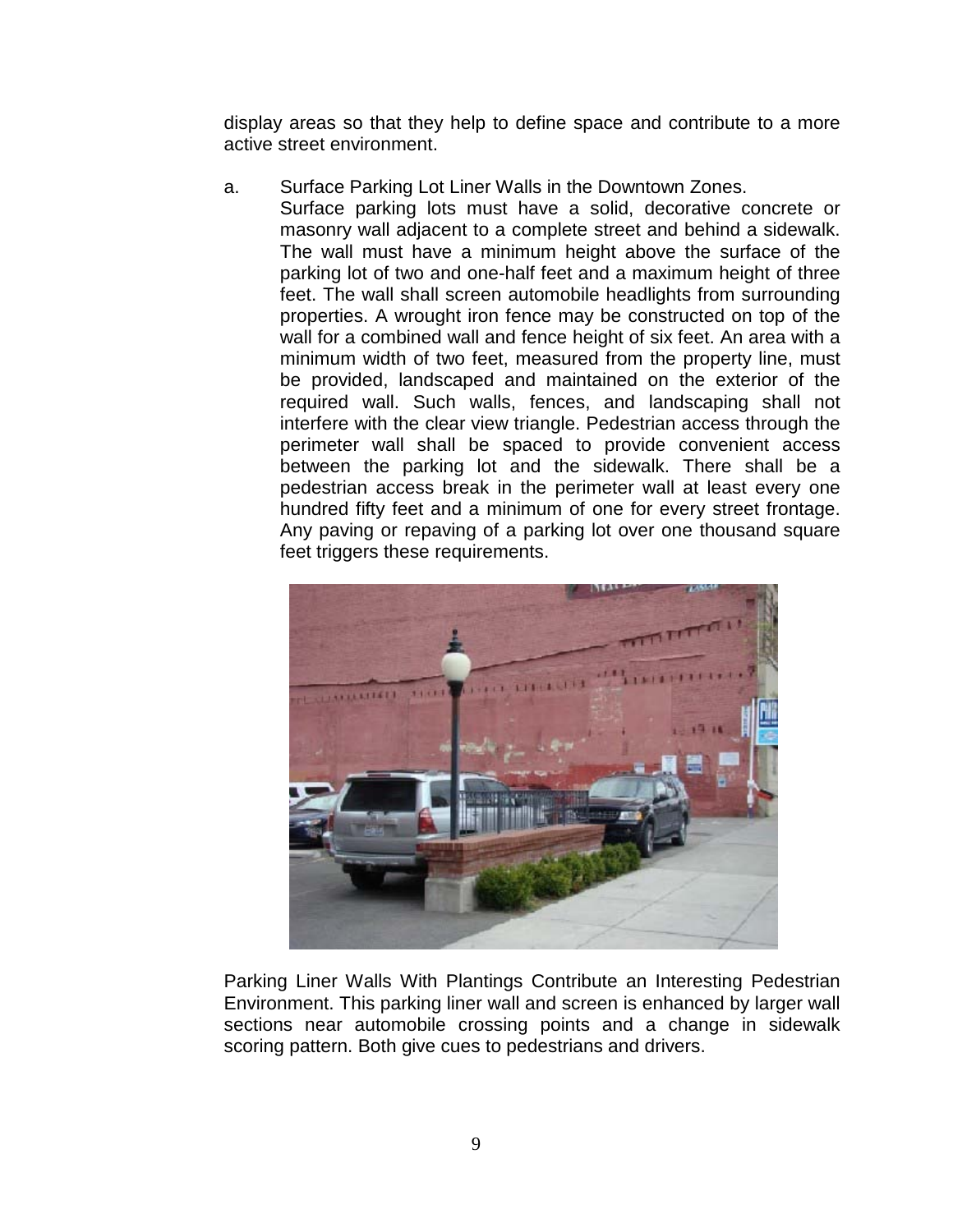display areas so that they help to define space and contribute to a more active street environment.

a. Surface Parking Lot Liner Walls in the Downtown Zones.
   Surface parking lots must have a solid, decorative concrete or masonry wall adjacent to a complete street and behind a sidewalk. The wall must have a minimum height above the surface of the parking lot of two and one-half feet and a maximum height of three feet. The wall shall screen automobile headlights from surrounding properties. A wrought iron fence may be constructed on top of the wall for a combined wall and fence height of six feet. An area with a minimum width of two feet, measured from the property line, must be provided, landscaped and maintained on the exterior of the required wall. Such walls, fences, and landscaping shall not interfere with the clear view triangle. Pedestrian access through the perimeter wall shall be spaced to provide convenient access between the parking lot and the sidewalk. There shall be a pedestrian access break in the perimeter wall at least every one hundred fifty feet and a minimum of one for every street frontage. Any paving or repaving of a parking lot over one thousand square feet triggers these requirements.

Parking Liner Walls With Plantings Contribute an Interesting Pedestrian Environment. This parking liner wall and screen is enhanced by larger wall sections near automobile crossing points and a change in sidewalk scoring pattern. Both give cues to pedestrians and drivers.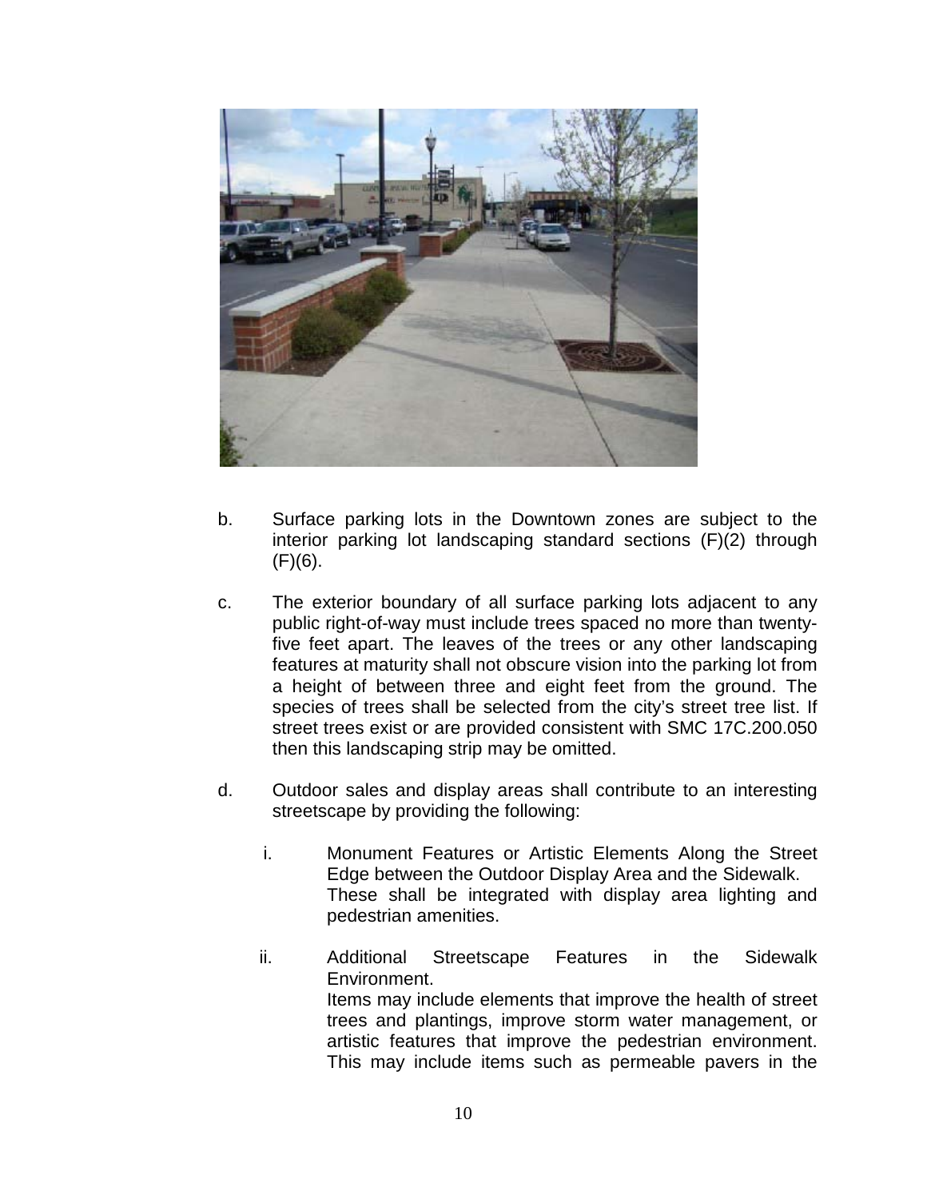b. Surface parking lots in the Downtown zones are subject to the interior parking lot landscaping standard sections (F)(2) through (F)(6).

c. The exterior boundary of all surface parking lots adjacent to any public right-of-way must include trees spaced no more than twenty-five feet apart. The leaves of the trees or any other landscaping features at maturity shall not obscure vision into the parking lot from a height of between three and eight feet from the ground. The species of trees shall be selected from the city's street tree list. If street trees exist or are provided consistent with SMC 17C.200.050 then this landscaping strip may be omitted.

d. Outdoor sales and display areas shall contribute to an interesting streetscape by providing the following:

   i. Monument Features or Artistic Elements Along the Street Edge between the Outdoor Display Area and the Sidewalk.
   These shall be integrated with display area lighting and pedestrian amenities.

   ii. Additional Streetscape Features in the Sidewalk Environment.
   Items may include elements that improve the health of street trees and plantings, improve storm water management, or artistic features that improve the pedestrian environment. This may include items such as permeable pavers in the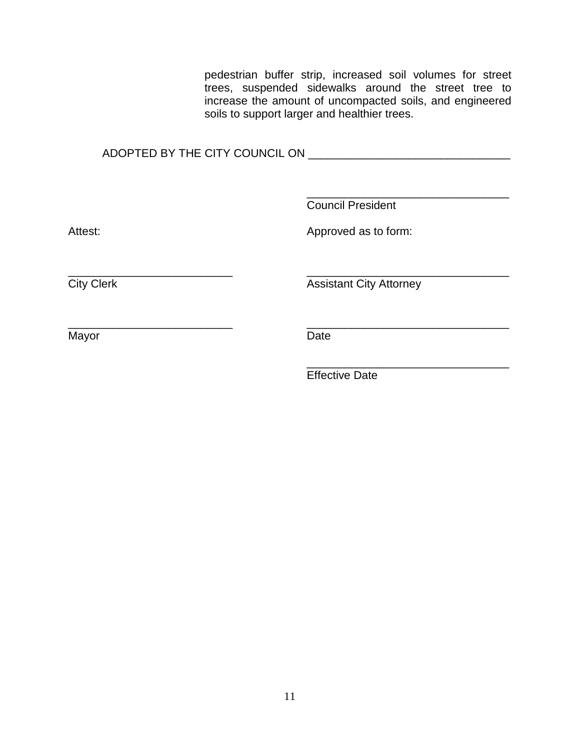pedestrian buffer strip, increased soil volumes for street trees, suspended sidewalks around the street tree to increase the amount of uncompacted soils, and engineered soils to support larger and healthier trees.

ADOPTED BY THE CITY COUNCIL ON ________________________________

________________________________
Council President

Attest:

__________________________
City Clerk

__________________________
Mayor

Approved as to form:

________________________________
Assistant City Attorney

________________________________
Date

________________________________
Effective Date